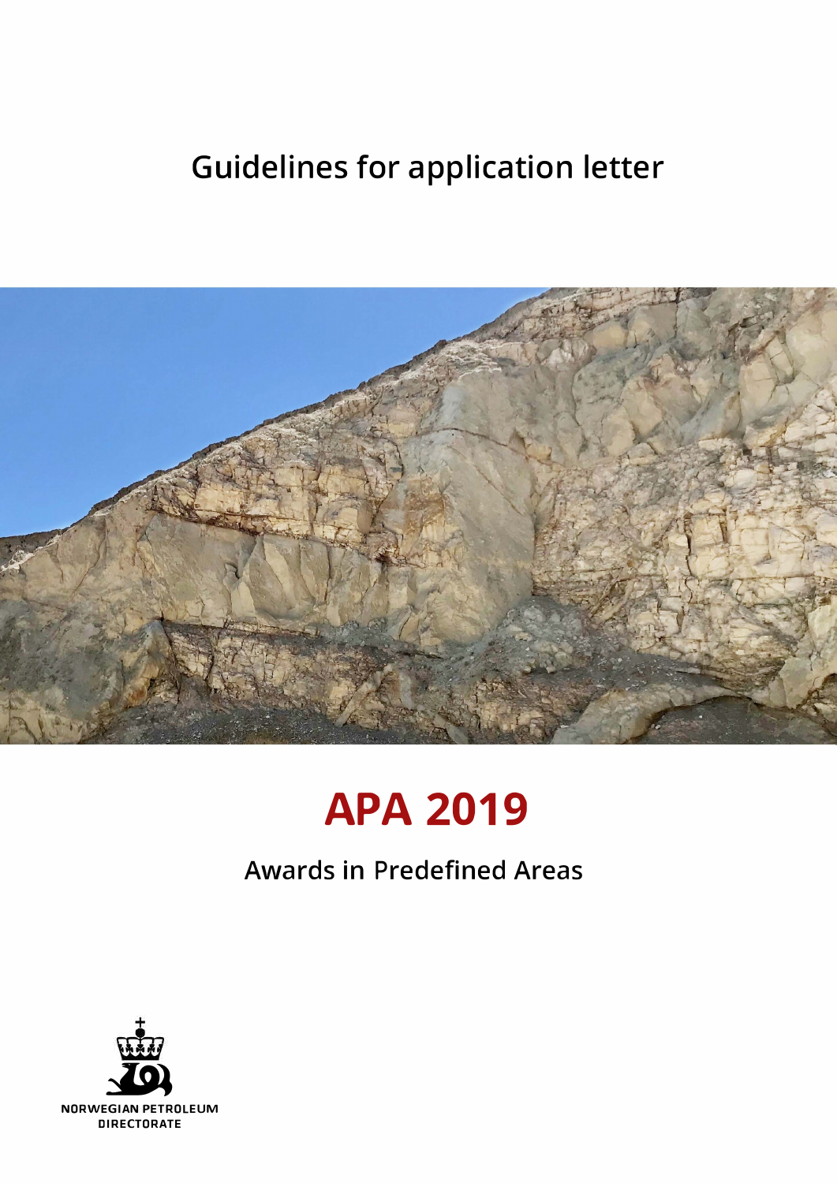# Guidelines for application letter

# APA 2019

## Awards in Predefined Areas

NORWEGIAN PETROLEUM DIRECTORATE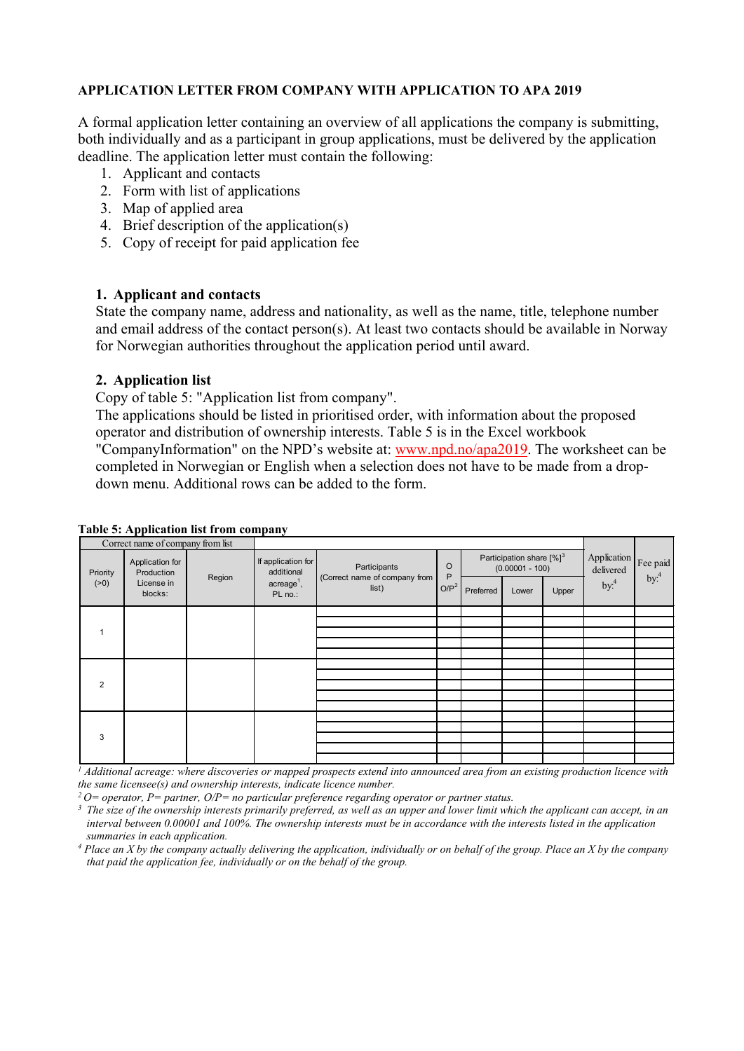**APPLICATION LETTER FROM COMPANY WITH APPLICATION TO APA 2019**

A formal application letter containing an overview of all applications the company is submitting, both individually and as a participant in group applications, must be delivered by the application deadline. The application letter must contain the following:

1. Applicant and contacts
2. Form with list of applications
3. Map of applied area
4. Brief description of the application(s)
5. Copy of receipt for paid application fee

## 1. Applicant and contacts

State the company name, address and nationality, as well as the name, title, telephone number and email address of the contact person(s). At least two contacts should be available in Norway for Norwegian authorities throughout the application period until award.

## 2. Application list

Copy of table 5: "Application list from company".
The applications should be listed in prioritised order, with information about the proposed operator and distribution of ownership interests. Table 5 is in the Excel workbook "CompanyInformation" on the NPD's website at: www.npd.no/apa2019. The worksheet can be completed in Norwegian or English when a selection does not have to be made from a drop-down menu. Additional rows can be added to the form.

**Table 5: Application list from company**

| Correct name of company from list | | | | | | | | | | |
|---|---|---|---|---|---|---|---|---|---|---|
| Priority (>0) | Application for Production License in blocks: | Region | If application for additional acreage[1], PL no.: | Participants (Correct name of company from list) | O P O/P[2] | Participation share [%][3] (0.00001 - 100) | | | Application delivered by:[4] | Fee paid by:[4] |
| | | | | | | Preferred | Lower | Upper | | |
| 1 | | | | | | | | | | |
| | | | | | | | | | | |
| | | | | | | | | | | |
| | | | | | | | | | | |
| | | | | | | | | | | |
| 2 | | | | | | | | | | |
| | | | | | | | | | | |
| | | | | | | | | | | |
| | | | | | | | | | | |
| | | | | | | | | | | |
| 3 | | | | | | | | | | |
| | | | | | | | | | | |
| | | | | | | | | | | |
| | | | | | | | | | | |
| | | | | | | | | | | |

*[1] Additional acreage: where discoveries or mapped prospects extend into announced area from an existing production licence with the same licensee(s) and ownership interests, indicate licence number.*

*[2] O= operator, P= partner, O/P= no particular preference regarding operator or partner status.*

*[3] The size of the ownership interests primarily preferred, as well as an upper and lower limit which the applicant can accept, in an interval between 0.00001 and 100%. The ownership interests must be in accordance with the interests listed in the application summaries in each application.*

*[4] Place an X by the company actually delivering the application, individually or on behalf of the group. Place an X by the company that paid the application fee, individually or on the behalf of the group.*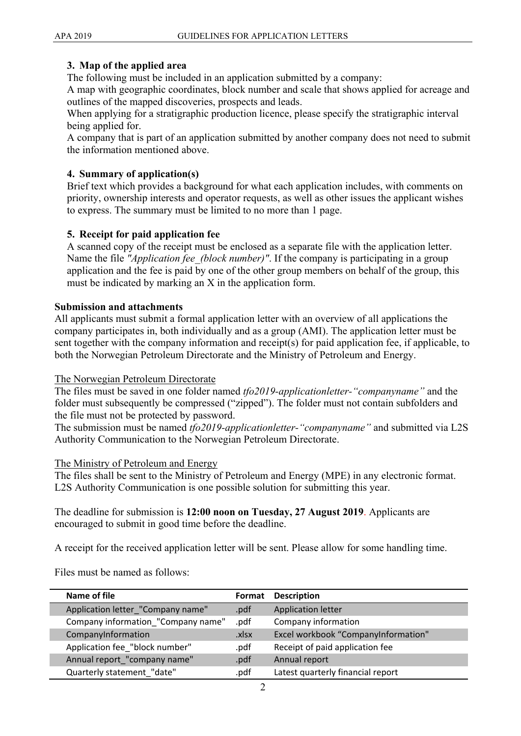### 3. Map of the applied area

The following must be included in an application submitted by a company:

A map with geographic coordinates, block number and scale that shows applied for acreage and outlines of the mapped discoveries, prospects and leads.

When applying for a stratigraphic production licence, please specify the stratigraphic interval being applied for.

A company that is part of an application submitted by another company does not need to submit the information mentioned above.

### 4. Summary of application(s)

Brief text which provides a background for what each application includes, with comments on priority, ownership interests and operator requests, as well as other issues the applicant wishes to express. The summary must be limited to no more than 1 page.

### 5. Receipt for paid application fee

A scanned copy of the receipt must be enclosed as a separate file with the application letter. Name the file *"Application fee_(block number)"*. If the company is participating in a group application and the fee is paid by one of the other group members on behalf of the group, this must be indicated by marking an X in the application form.

**Submission and attachments**

All applicants must submit a formal application letter with an overview of all applications the company participates in, both individually and as a group (AMI). The application letter must be sent together with the company information and receipt(s) for paid application fee, if applicable, to both the Norwegian Petroleum Directorate and the Ministry of Petroleum and Energy.

The Norwegian Petroleum Directorate

The files must be saved in one folder named *tfo2019-applicationletter-"companyname"* and the folder must subsequently be compressed ("zipped"). The folder must not contain subfolders and the file must not be protected by password.

The submission must be named *tfo2019-applicationletter-"companyname"* and submitted via L2S Authority Communication to the Norwegian Petroleum Directorate.

The Ministry of Petroleum and Energy

The files shall be sent to the Ministry of Petroleum and Energy (MPE) in any electronic format. L2S Authority Communication is one possible solution for submitting this year.

The deadline for submission is **12:00 noon on Tuesday, 27 August 2019**. Applicants are encouraged to submit in good time before the deadline.

A receipt for the received application letter will be sent. Please allow for some handling time.

Files must be named as follows:

| Name of file | Format | Description |
|---|---|---|
| Application letter_"Company name" | .pdf | Application letter |
| Company information_"Company name" | .pdf | Company information |
| CompanyInformation | .xlsx | Excel workbook "CompanyInformation" |
| Application fee_"block number" | .pdf | Receipt of paid application fee |
| Annual report_"company name" | .pdf | Annual report |
| Quarterly statement_"date" | .pdf | Latest quarterly financial report |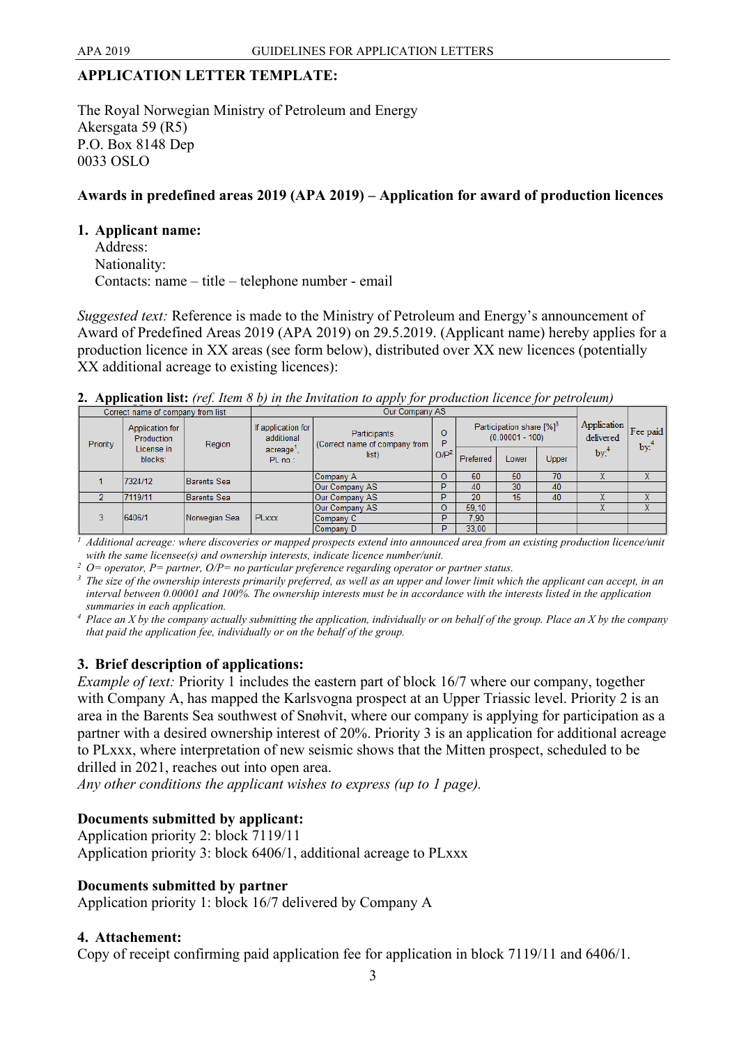## APPLICATION LETTER TEMPLATE:

The Royal Norwegian Ministry of Petroleum and Energy
Akersgata 59 (R5)
P.O. Box 8148 Dep
0033 OSLO

**Awards in predefined areas 2019 (APA 2019) – Application for award of production licences**

1. **Applicant name:**
   Address:
   Nationality:
   Contacts: name – title – telephone number - email

*Suggested text:* Reference is made to the Ministry of Petroleum and Energy's announcement of Award of Predefined Areas 2019 (APA 2019) on 29.5.2019. (Applicant name) hereby applies for a production licence in XX areas (see form below), distributed over XX new licences (potentially XX additional acreage to existing licences):

2. **Application list:** *(ref. Item 8 b) in the Invitation to apply for production licence for petroleum)*

| Correct name of company from list | | | Our Company AS | | | | | | | |
|---|---|---|---|---|---|---|---|---|---|---|
| Priority | Application for Production License in blocks: | Region | If application for additional acreage[1], PL no.: | Participants (Correct name of company from list) | O P O/P[2] | Participation share [%][3] (0.00001 - 100) | | | Application delivered by:[4] | Fee paid by:[4] |
| | | | | | | Preferred | Lower | Upper | | |
| 1 | 7324/12 | Barents Sea | | Company A | O | 60 | 50 | 70 | X | X |
| | | | | Our Company AS | P | 40 | 30 | 40 | | |
| 2 | 7119/11 | Barents Sea | | Our Company AS | P | 20 | 15 | 40 | X | X |
| 3 | 6406/1 | Norwegian Sea | PLxxx | Our Company AS | O | 59,10 | | | X | X |
| | | | | Company C | P | 7,90 | | | | |
| | | | | Company D | P | 33,00 | | | | |

[1] *Additional acreage: where discoveries or mapped prospects extend into announced area from an existing production licence/unit with the same licensee(s) and ownership interests, indicate licence number/unit.*
[2] *O= operator, P= partner, O/P= no particular preference regarding operator or partner status.*
[3] *The size of the ownership interests primarily preferred, as well as an upper and lower limit which the applicant can accept, in an interval between 0.00001 and 100%. The ownership interests must be in accordance with the interests listed in the application summaries in each application.*
[4] *Place an X by the company actually submitting the application, individually or on behalf of the group. Place an X by the company that paid the application fee, individually or on the behalf of the group.*

3. **Brief description of applications:**

*Example of text:* Priority 1 includes the eastern part of block 16/7 where our company, together with Company A, has mapped the Karlsvogna prospect at an Upper Triassic level. Priority 2 is an area in the Barents Sea southwest of Snøhvit, where our company is applying for participation as a partner with a desired ownership interest of 20%. Priority 3 is an application for additional acreage to PLxxx, where interpretation of new seismic shows that the Mitten prospect, scheduled to be drilled in 2021, reaches out into open area.
*Any other conditions the applicant wishes to express (up to 1 page).*

**Documents submitted by applicant:**
Application priority 2: block 7119/11
Application priority 3: block 6406/1, additional acreage to PLxxx

**Documents submitted by partner**
Application priority 1: block 16/7 delivered by Company A

4. **Attachement:**

Copy of receipt confirming paid application fee for application in block 7119/11 and 6406/1.